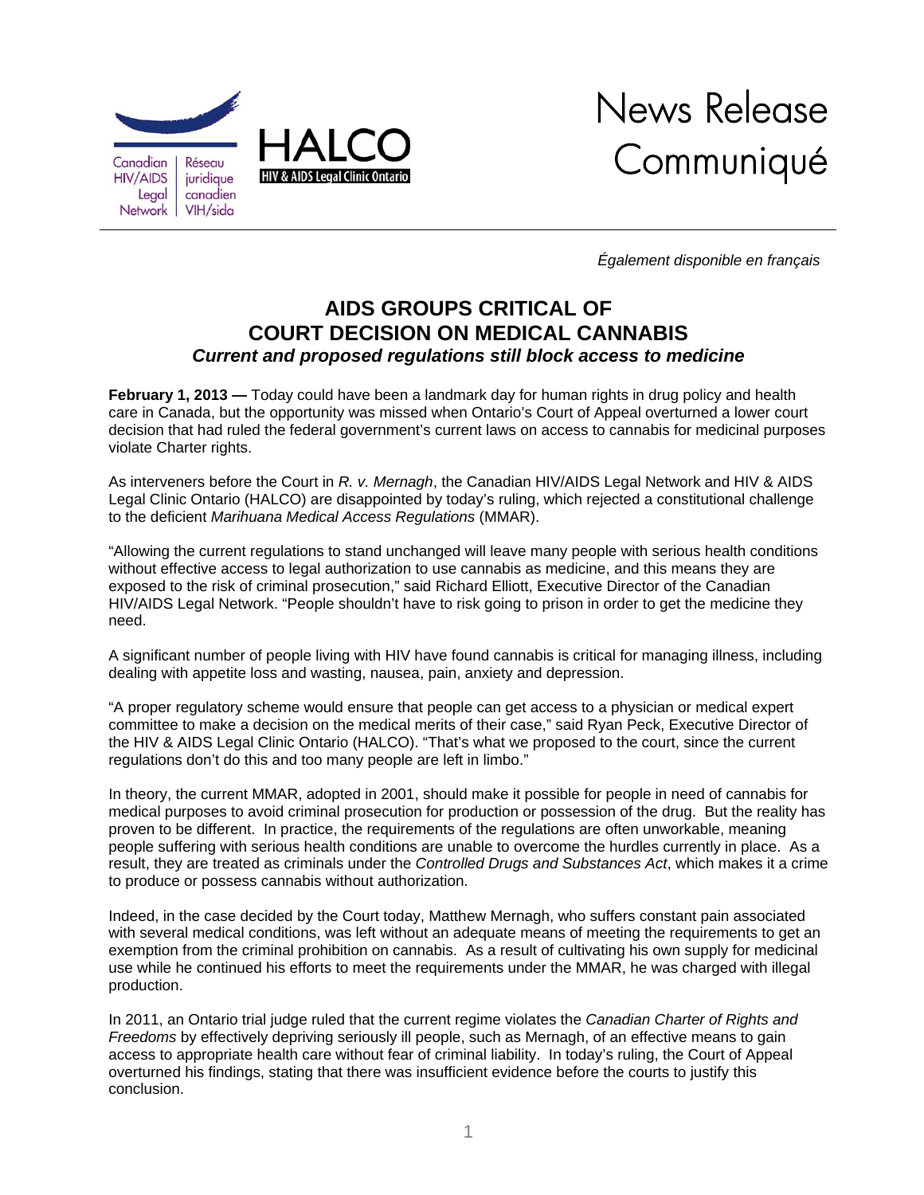Canadian HIV/AIDS Legal Network | Réseau juridique canadien VIH/sida

HALCO
HIV & AIDS Legal Clinic Ontario

News Release
Communiqué

*Également disponible en français*

# AIDS GROUPS CRITICAL OF COURT DECISION ON MEDICAL CANNABIS

### *Current and proposed regulations still block access to medicine*

**February 1, 2013 —** Today could have been a landmark day for human rights in drug policy and health care in Canada, but the opportunity was missed when Ontario's Court of Appeal overturned a lower court decision that had ruled the federal government's current laws on access to cannabis for medicinal purposes violate Charter rights.

As interveners before the Court in *R. v. Mernagh*, the Canadian HIV/AIDS Legal Network and HIV & AIDS Legal Clinic Ontario (HALCO) are disappointed by today's ruling, which rejected a constitutional challenge to the deficient *Marihuana Medical Access Regulations* (MMAR).

"Allowing the current regulations to stand unchanged will leave many people with serious health conditions without effective access to legal authorization to use cannabis as medicine, and this means they are exposed to the risk of criminal prosecution," said Richard Elliott, Executive Director of the Canadian HIV/AIDS Legal Network. "People shouldn't have to risk going to prison in order to get the medicine they need.

A significant number of people living with HIV have found cannabis is critical for managing illness, including dealing with appetite loss and wasting, nausea, pain, anxiety and depression.

"A proper regulatory scheme would ensure that people can get access to a physician or medical expert committee to make a decision on the medical merits of their case," said Ryan Peck, Executive Director of the HIV & AIDS Legal Clinic Ontario (HALCO). "That's what we proposed to the court, since the current regulations don't do this and too many people are left in limbo."

In theory, the current MMAR, adopted in 2001, should make it possible for people in need of cannabis for medical purposes to avoid criminal prosecution for production or possession of the drug. But the reality has proven to be different. In practice, the requirements of the regulations are often unworkable, meaning people suffering with serious health conditions are unable to overcome the hurdles currently in place. As a result, they are treated as criminals under the *Controlled Drugs and Substances Act*, which makes it a crime to produce or possess cannabis without authorization.

Indeed, in the case decided by the Court today, Matthew Mernagh, who suffers constant pain associated with several medical conditions, was left without an adequate means of meeting the requirements to get an exemption from the criminal prohibition on cannabis. As a result of cultivating his own supply for medicinal use while he continued his efforts to meet the requirements under the MMAR, he was charged with illegal production.

In 2011, an Ontario trial judge ruled that the current regime violates the *Canadian Charter of Rights and Freedoms* by effectively depriving seriously ill people, such as Mernagh, of an effective means to gain access to appropriate health care without fear of criminal liability. In today's ruling, the Court of Appeal overturned his findings, stating that there was insufficient evidence before the courts to justify this conclusion.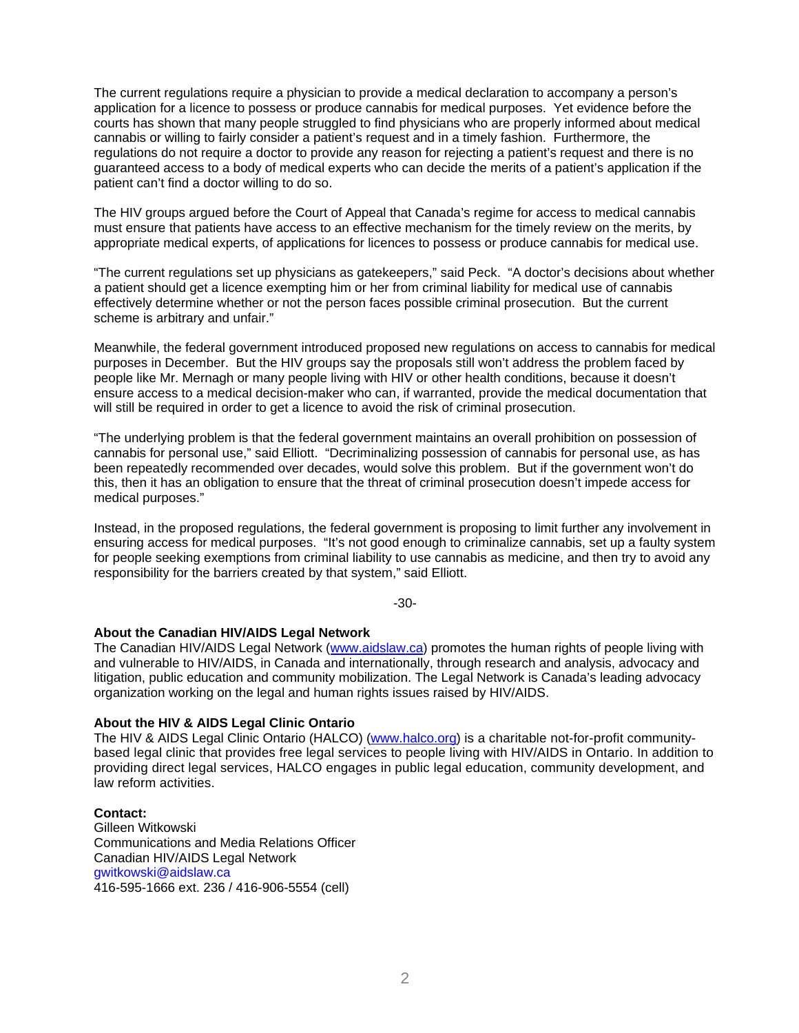The current regulations require a physician to provide a medical declaration to accompany a person's application for a licence to possess or produce cannabis for medical purposes. Yet evidence before the courts has shown that many people struggled to find physicians who are properly informed about medical cannabis or willing to fairly consider a patient's request and in a timely fashion. Furthermore, the regulations do not require a doctor to provide any reason for rejecting a patient's request and there is no guaranteed access to a body of medical experts who can decide the merits of a patient's application if the patient can't find a doctor willing to do so.

The HIV groups argued before the Court of Appeal that Canada's regime for access to medical cannabis must ensure that patients have access to an effective mechanism for the timely review on the merits, by appropriate medical experts, of applications for licences to possess or produce cannabis for medical use.

"The current regulations set up physicians as gatekeepers," said Peck. "A doctor's decisions about whether a patient should get a licence exempting him or her from criminal liability for medical use of cannabis effectively determine whether or not the person faces possible criminal prosecution. But the current scheme is arbitrary and unfair."

Meanwhile, the federal government introduced proposed new regulations on access to cannabis for medical purposes in December. But the HIV groups say the proposals still won't address the problem faced by people like Mr. Mernagh or many people living with HIV or other health conditions, because it doesn't ensure access to a medical decision-maker who can, if warranted, provide the medical documentation that will still be required in order to get a licence to avoid the risk of criminal prosecution.

"The underlying problem is that the federal government maintains an overall prohibition on possession of cannabis for personal use," said Elliott. "Decriminalizing possession of cannabis for personal use, as has been repeatedly recommended over decades, would solve this problem. But if the government won't do this, then it has an obligation to ensure that the threat of criminal prosecution doesn't impede access for medical purposes."

Instead, in the proposed regulations, the federal government is proposing to limit further any involvement in ensuring access for medical purposes. "It's not good enough to criminalize cannabis, set up a faulty system for people seeking exemptions from criminal liability to use cannabis as medicine, and then try to avoid any responsibility for the barriers created by that system," said Elliott.

-30-

**About the Canadian HIV/AIDS Legal Network**
The Canadian HIV/AIDS Legal Network (www.aidslaw.ca) promotes the human rights of people living with and vulnerable to HIV/AIDS, in Canada and internationally, through research and analysis, advocacy and litigation, public education and community mobilization. The Legal Network is Canada's leading advocacy organization working on the legal and human rights issues raised by HIV/AIDS.

**About the HIV & AIDS Legal Clinic Ontario**
The HIV & AIDS Legal Clinic Ontario (HALCO) (www.halco.org) is a charitable not-for-profit community-based legal clinic that provides free legal services to people living with HIV/AIDS in Ontario. In addition to providing direct legal services, HALCO engages in public legal education, community development, and law reform activities.

**Contact:**
Gilleen Witkowski
Communications and Media Relations Officer
Canadian HIV/AIDS Legal Network
gwitkowski@aidslaw.ca
416-595-1666 ext. 236 / 416-906-5554 (cell)